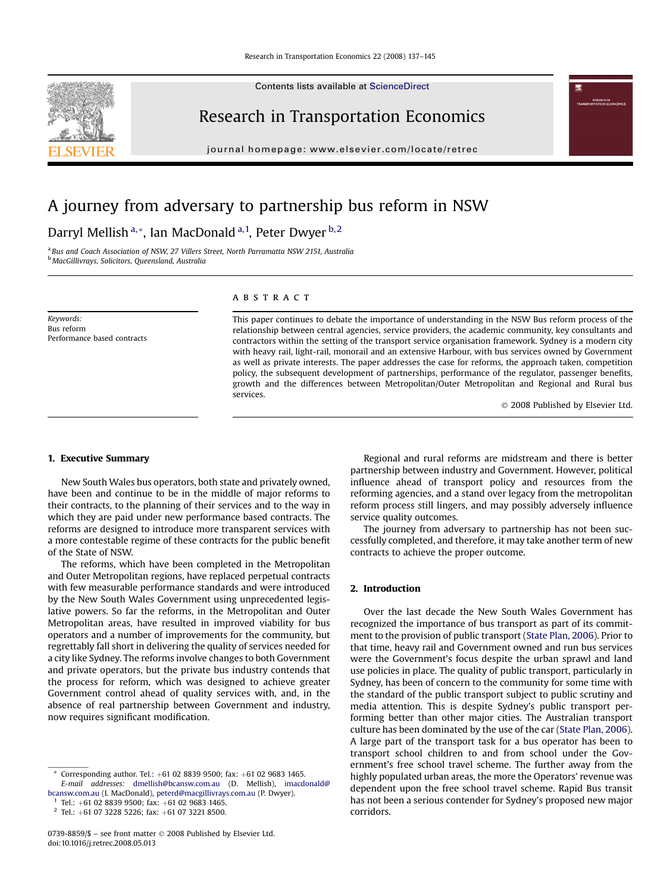Contents lists available at ScienceDirect

Research in Transportation Economics

journal homepage: www.elsevier.com/locate/retrec

# A journey from adversary to partnership bus reform in NSW

Darryl Mellish [a,*], Ian MacDonald [a,1], Peter Dwyer [b,2]

[a] Bus and Coach Association of NSW, 27 Villers Street, North Parramatta NSW 2151, Australia
[b] MacGillivrays, Solicitors, Queensland, Australia

**Keywords:**
Bus reform
Performance based contracts

## ABSTRACT

This paper continues to debate the importance of understanding in the NSW Bus reform process of the relationship between central agencies, service providers, the academic community, key consultants and contractors within the setting of the transport service organisation framework. Sydney is a modern city with heavy rail, light-rail, monorail and an extensive Harbour, with bus services owned by Government as well as private interests. The paper addresses the case for reforms, the approach taken, competition policy, the subsequent development of partnerships, performance of the regulator, passenger benefits, growth and the differences between Metropolitan/Outer Metropolitan and Regional and Rural bus services.

© 2008 Published by Elsevier Ltd.

## 1. Executive Summary

New South Wales bus operators, both state and privately owned, have been and continue to be in the middle of major reforms to their contracts, to the planning of their services and to the way in which they are paid under new performance based contracts. The reforms are designed to introduce more transparent services with a more contestable regime of these contracts for the public benefit of the State of NSW.

The reforms, which have been completed in the Metropolitan and Outer Metropolitan regions, have replaced perpetual contracts with few measurable performance standards and were introduced by the New South Wales Government using unprecedented legislative powers. So far the reforms, in the Metropolitan and Outer Metropolitan areas, have resulted in improved viability for bus operators and a number of improvements for the community, but regrettably fall short in delivering the quality of services needed for a city like Sydney. The reforms involve changes to both Government and private operators, but the private bus industry contends that the process for reform, which was designed to achieve greater Government control ahead of quality services with, and, in the absence of real partnership between Government and industry, now requires significant modification.

Regional and rural reforms are midstream and there is better partnership between industry and Government. However, political influence ahead of transport policy and resources from the reforming agencies, and a stand over legacy from the metropolitan reform process still lingers, and may possibly adversely influence service quality outcomes.

The journey from adversary to partnership has not been successfully completed, and therefore, it may take another term of new contracts to achieve the proper outcome.

## 2. Introduction

Over the last decade the New South Wales Government has recognized the importance of bus transport as part of its commitment to the provision of public transport (State Plan, 2006). Prior to that time, heavy rail and Government owned and run bus services were the Government's focus despite the urban sprawl and land use policies in place. The quality of public transport, particularly in Sydney, has been of concern to the community for some time with the standard of the public transport subject to public scrutiny and media attention. This is despite Sydney's public transport performing better than other major cities. The Australian transport culture has been dominated by the use of the car (State Plan, 2006). A large part of the transport task for a bus operator has been to transport school children to and from school under the Government's free school travel scheme. The further away from the highly populated urban areas, the more the Operators' revenue was dependent upon the free school travel scheme. Rapid Bus transit has not been a serious contender for Sydney's proposed new major corridors.

* Corresponding author. Tel.: +61 02 8839 9500; fax: +61 02 9683 1465.
E-mail addresses: dmellish@bcansw.com.au (D. Mellish), imacdonald@bcansw.com.au (I. MacDonald), peterd@macgillivrays.com.au (P. Dwyer).
[1] Tel.: +61 02 8839 9500; fax: +61 02 9683 1465.
[2] Tel.: +61 07 3228 5226; fax: +61 07 3221 8500.

0739-8859/$ – see front matter © 2008 Published by Elsevier Ltd.
doi:10.1016/j.retrec.2008.05.013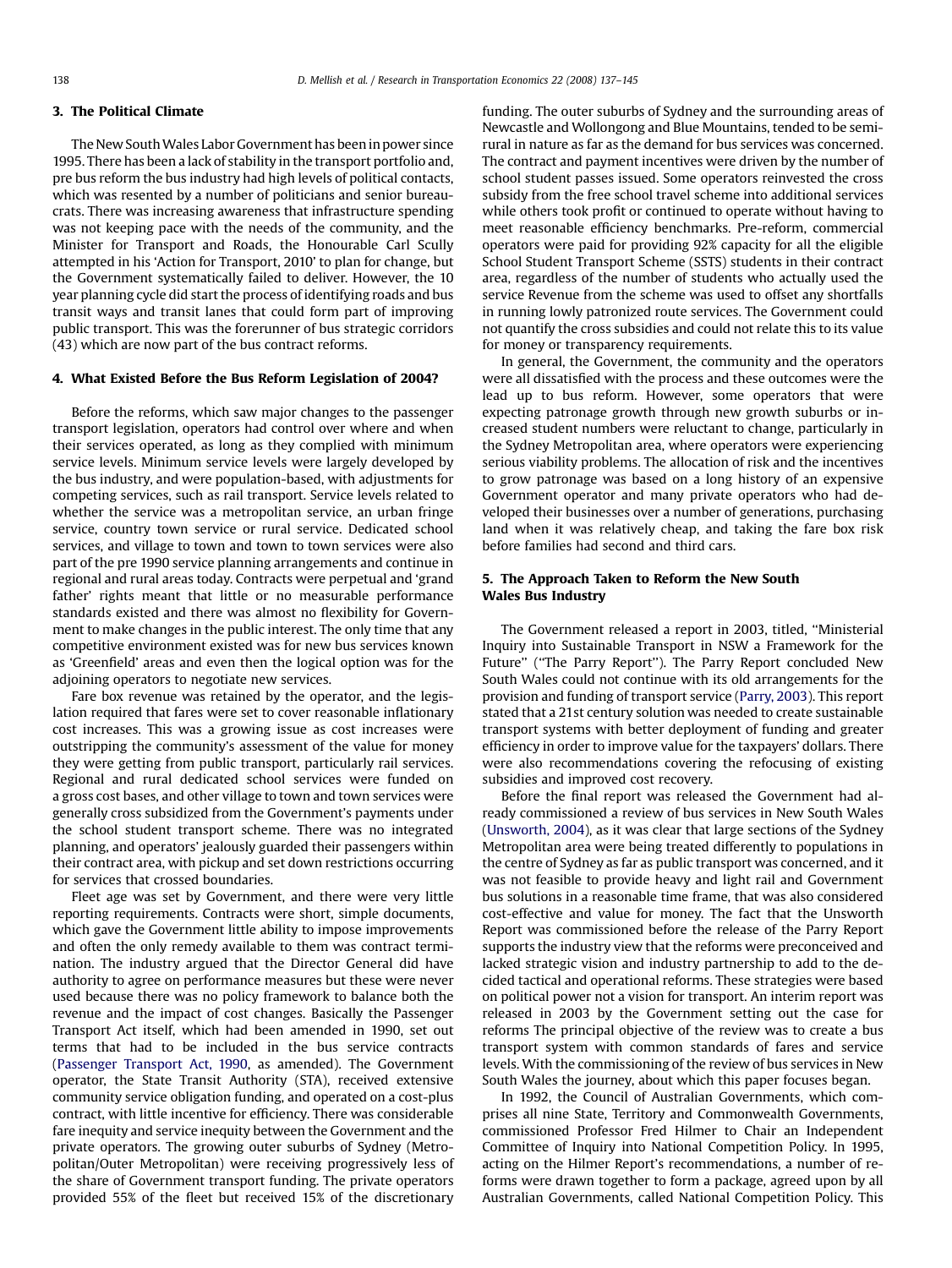## 3. The Political Climate

The New South Wales Labor Government has been in power since 1995. There has been a lack of stability in the transport portfolio and, pre bus reform the bus industry had high levels of political contacts, which was resented by a number of politicians and senior bureaucrats. There was increasing awareness that infrastructure spending was not keeping pace with the needs of the community, and the Minister for Transport and Roads, the Honourable Carl Scully attempted in his 'Action for Transport, 2010' to plan for change, but the Government systematically failed to deliver. However, the 10 year planning cycle did start the process of identifying roads and bus transit ways and transit lanes that could form part of improving public transport. This was the forerunner of bus strategic corridors (43) which are now part of the bus contract reforms.

## 4. What Existed Before the Bus Reform Legislation of 2004?

Before the reforms, which saw major changes to the passenger transport legislation, operators had control over where and when their services operated, as long as they complied with minimum service levels. Minimum service levels were largely developed by the bus industry, and were population-based, with adjustments for competing services, such as rail transport. Service levels related to whether the service was a metropolitan service, an urban fringe service, country town service or rural service. Dedicated school services, and village to town and town to town services were also part of the pre 1990 service planning arrangements and continue in regional and rural areas today. Contracts were perpetual and 'grand father' rights meant that little or no measurable performance standards existed and there was almost no flexibility for Government to make changes in the public interest. The only time that any competitive environment existed was for new bus services known as 'Greenfield' areas and even then the logical option was for the adjoining operators to negotiate new services.

Fare box revenue was retained by the operator, and the legislation required that fares were set to cover reasonable inflationary cost increases. This was a growing issue as cost increases were outstripping the community's assessment of the value for money they were getting from public transport, particularly rail services. Regional and rural dedicated school services were funded on a gross cost bases, and other village to town and town services were generally cross subsidized from the Government's payments under the school student transport scheme. There was no integrated planning, and operators' jealously guarded their passengers within their contract area, with pickup and set down restrictions occurring for services that crossed boundaries.

Fleet age was set by Government, and there were very little reporting requirements. Contracts were short, simple documents, which gave the Government little ability to impose improvements and often the only remedy available to them was contract termination. The industry argued that the Director General did have authority to agree on performance measures but these were never used because there was no policy framework to balance both the revenue and the impact of cost changes. Basically the Passenger Transport Act itself, which had been amended in 1990, set out terms that had to be included in the bus service contracts (Passenger Transport Act, 1990, as amended). The Government operator, the State Transit Authority (STA), received extensive community service obligation funding, and operated on a cost-plus contract, with little incentive for efficiency. There was considerable fare inequity and service inequity between the Government and the private operators. The growing outer suburbs of Sydney (Metropolitan/Outer Metropolitan) were receiving progressively less of the share of Government transport funding. The private operators provided 55% of the fleet but received 15% of the discretionary funding. The outer suburbs of Sydney and the surrounding areas of Newcastle and Wollongong and Blue Mountains, tended to be semi-rural in nature as far as the demand for bus services was concerned. The contract and payment incentives were driven by the number of school student passes issued. Some operators reinvested the cross subsidy from the free school travel scheme into additional services while others took profit or continued to operate without having to meet reasonable efficiency benchmarks. Pre-reform, commercial operators were paid for providing 92% capacity for all the eligible School Student Transport Scheme (SSTS) students in their contract area, regardless of the number of students who actually used the service Revenue from the scheme was used to offset any shortfalls in running lowly patronized route services. The Government could not quantify the cross subsidies and could not relate this to its value for money or transparency requirements.

In general, the Government, the community and the operators were all dissatisfied with the process and these outcomes were the lead up to bus reform. However, some operators that were expecting patronage growth through new growth suburbs or increased student numbers were reluctant to change, particularly in the Sydney Metropolitan area, where operators were experiencing serious viability problems. The allocation of risk and the incentives to grow patronage was based on a long history of an expensive Government operator and many private operators who had developed their businesses over a number of generations, purchasing land when it was relatively cheap, and taking the fare box risk before families had second and third cars.

## 5. The Approach Taken to Reform the New South Wales Bus Industry

The Government released a report in 2003, titled, "Ministerial Inquiry into Sustainable Transport in NSW a Framework for the Future" ("The Parry Report"). The Parry Report concluded New South Wales could not continue with its old arrangements for the provision and funding of transport service (Parry, 2003). This report stated that a 21st century solution was needed to create sustainable transport systems with better deployment of funding and greater efficiency in order to improve value for the taxpayers' dollars. There were also recommendations covering the refocusing of existing subsidies and improved cost recovery.

Before the final report was released the Government had already commissioned a review of bus services in New South Wales (Unsworth, 2004), as it was clear that large sections of the Sydney Metropolitan area were being treated differently to populations in the centre of Sydney as far as public transport was concerned, and it was not feasible to provide heavy and light rail and Government bus solutions in a reasonable time frame, that was also considered cost-effective and value for money. The fact that the Unsworth Report was commissioned before the release of the Parry Report supports the industry view that the reforms were preconceived and lacked strategic vision and industry partnership to add to the decided tactical and operational reforms. These strategies were based on political power not a vision for transport. An interim report was released in 2003 by the Government setting out the case for reforms The principal objective of the review was to create a bus transport system with common standards of fares and service levels. With the commissioning of the review of bus services in New South Wales the journey, about which this paper focuses began.

In 1992, the Council of Australian Governments, which comprises all nine State, Territory and Commonwealth Governments, commissioned Professor Fred Hilmer to Chair an Independent Committee of Inquiry into National Competition Policy. In 1995, acting on the Hilmer Report's recommendations, a number of reforms were drawn together to form a package, agreed upon by all Australian Governments, called National Competition Policy. This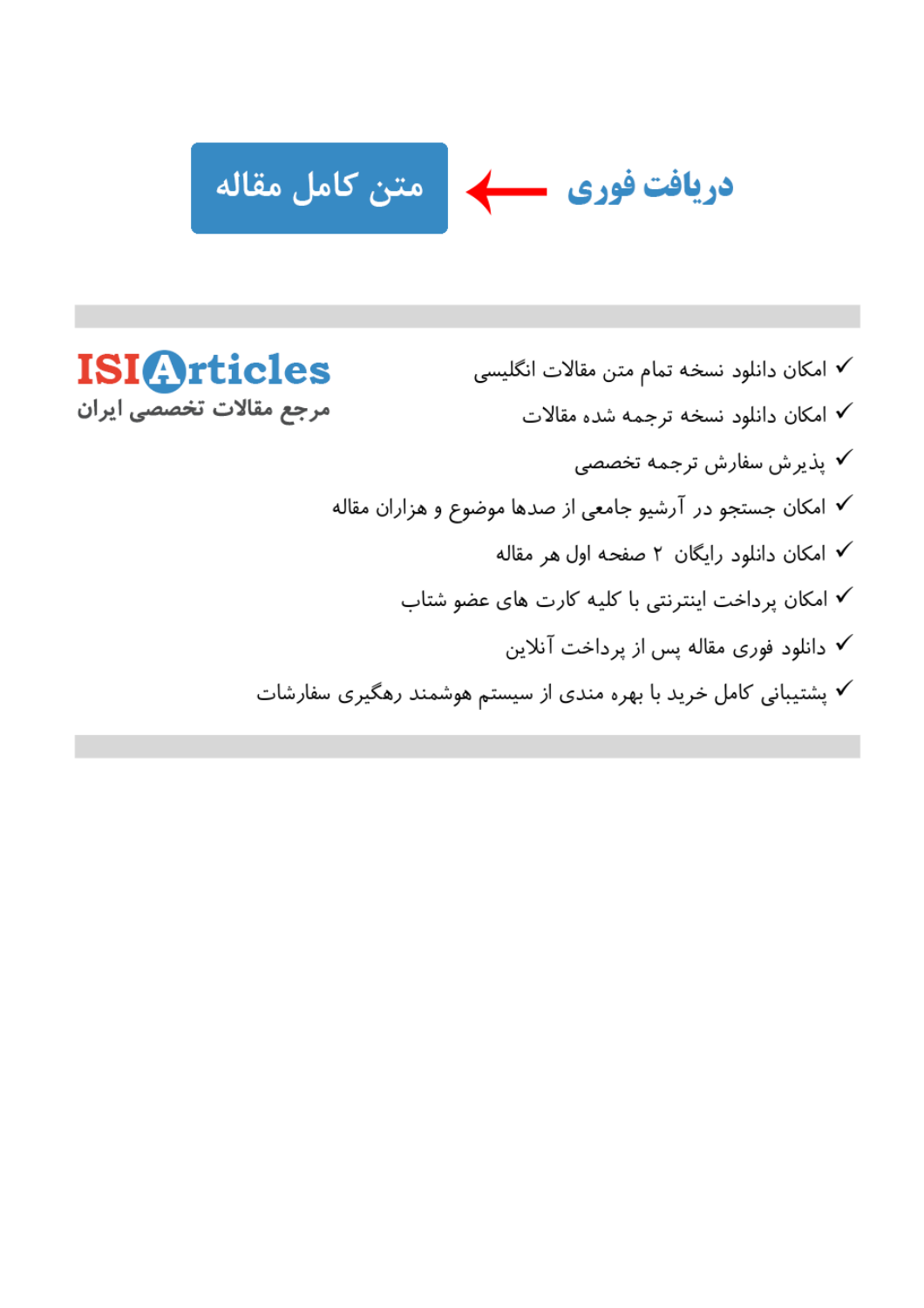دریافت فوری ← متن کامل مقاله

ISIArticles
مرجع مقالات تخصصی ایران

- ✓ امکان دانلود نسخه تمام متن مقالات انگلیسی
- ✓ امکان دانلود نسخه ترجمه شده مقالات
- ✓ پذیرش سفارش ترجمه تخصصی
- ✓ امکان جستجو در آرشیو جامعی از صدها موضوع و هزاران مقاله
- ✓ امکان دانلود رایگان ۲ صفحه اول هر مقاله
- ✓ امکان پرداخت اینترنتی با کلیه کارت های عضو شتاب
- ✓ دانلود فوری مقاله پس از پرداخت آنلاین
- ✓ پشتیبانی کامل خرید با بهره مندی از سیستم هوشمند رهگیری سفارشات